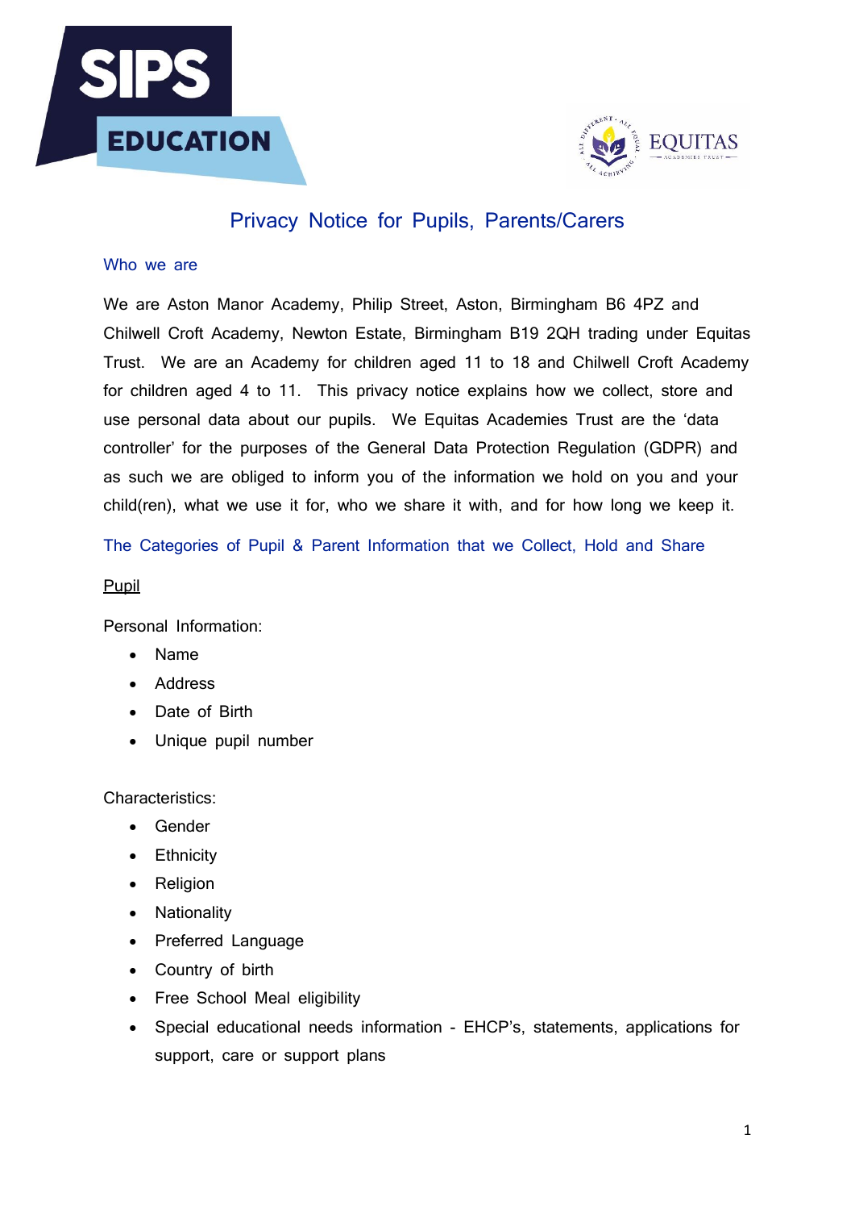# Privacy Notice for Pupils, Parents/Carers

## Who we are

We are Aston Manor Academy, Philip Street, Aston, Birmingham B6 4PZ and Chilwell Croft Academy, Newton Estate, Birmingham B19 2QH trading under Equitas Trust. We are an Academy for children aged 11 to 18 and Chilwell Croft Academy for children aged 4 to 11. This privacy notice explains how we collect, store and use personal data about our pupils. We Equitas Academies Trust are the 'data controller' for the purposes of the General Data Protection Regulation (GDPR) and as such we are obliged to inform you of the information we hold on you and your child(ren), what we use it for, who we share it with, and for how long we keep it.

## The Categories of Pupil & Parent Information that we Collect, Hold and Share

<u>Pupil</u>

Personal Information:

- Name
- Address
- Date of Birth
- Unique pupil number

Characteristics:

- Gender
- Ethnicity
- Religion
- Nationality
- Preferred Language
- Country of birth
- Free School Meal eligibility
- Special educational needs information - EHCP's, statements, applications for support, care or support plans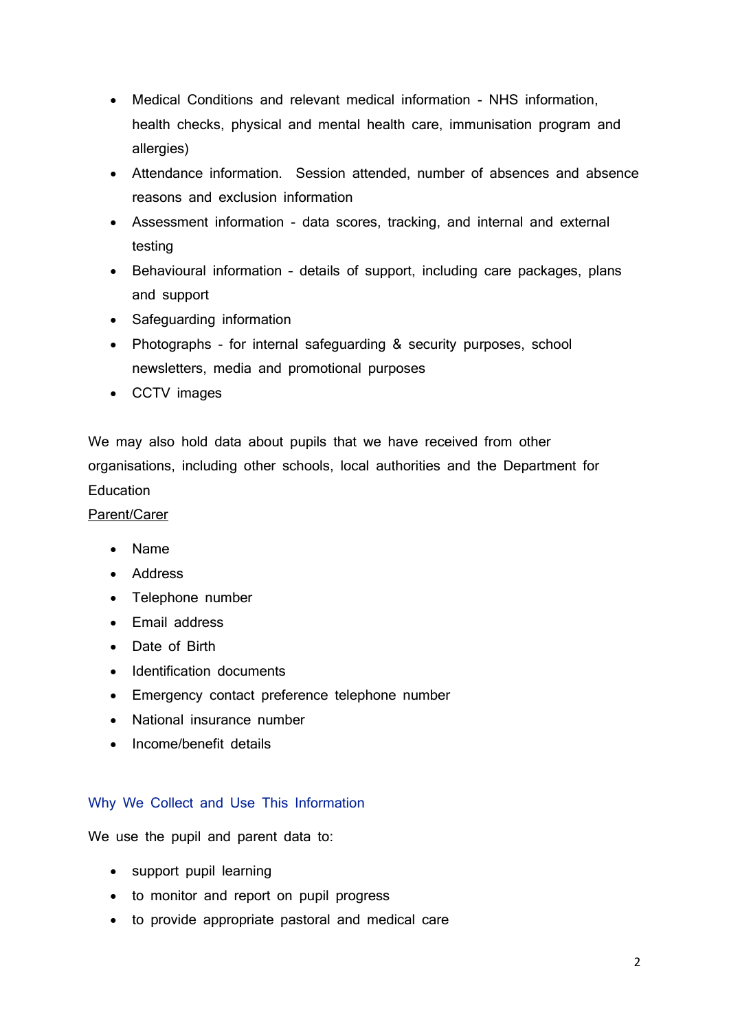- Medical Conditions and relevant medical information - NHS information, health checks, physical and mental health care, immunisation program and allergies)
- Attendance information. Session attended, number of absences and absence reasons and exclusion information
- Assessment information - data scores, tracking, and internal and external testing
- Behavioural information – details of support, including care packages, plans and support
- Safeguarding information
- Photographs - for internal safeguarding & security purposes, school newsletters, media and promotional purposes
- CCTV images

We may also hold data about pupils that we have received from other organisations, including other schools, local authorities and the Department for Education

Parent/Carer

- Name
- Address
- Telephone number
- Email address
- Date of Birth
- Identification documents
- Emergency contact preference telephone number
- National insurance number
- Income/benefit details

## Why We Collect and Use This Information

We use the pupil and parent data to:

- support pupil learning
- to monitor and report on pupil progress
- to provide appropriate pastoral and medical care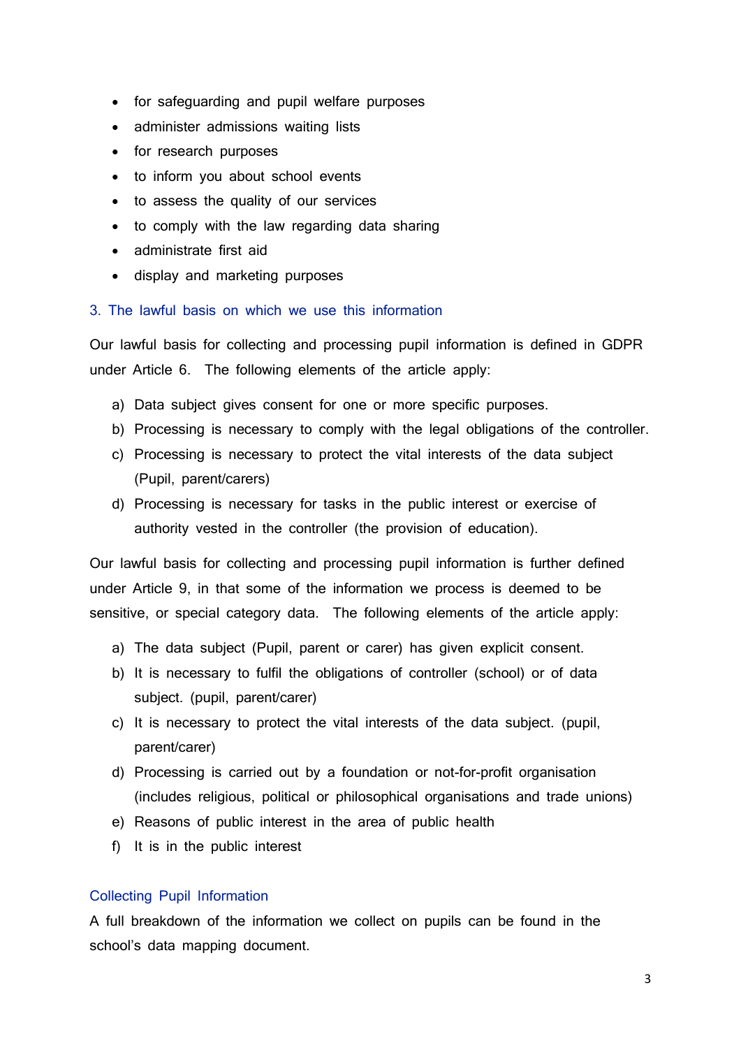- for safeguarding and pupil welfare purposes
- administer admissions waiting lists
- for research purposes
- to inform you about school events
- to assess the quality of our services
- to comply with the law regarding data sharing
- administrate first aid
- display and marketing purposes

## 3. The lawful basis on which we use this information

Our lawful basis for collecting and processing pupil information is defined in GDPR under Article 6. The following elements of the article apply:

a) Data subject gives consent for one or more specific purposes.
b) Processing is necessary to comply with the legal obligations of the controller.
c) Processing is necessary to protect the vital interests of the data subject (Pupil, parent/carers)
d) Processing is necessary for tasks in the public interest or exercise of authority vested in the controller (the provision of education).

Our lawful basis for collecting and processing pupil information is further defined under Article 9, in that some of the information we process is deemed to be sensitive, or special category data. The following elements of the article apply:

a) The data subject (Pupil, parent or carer) has given explicit consent.
b) It is necessary to fulfil the obligations of controller (school) or of data subject. (pupil, parent/carer)
c) It is necessary to protect the vital interests of the data subject. (pupil, parent/carer)
d) Processing is carried out by a foundation or not-for-profit organisation (includes religious, political or philosophical organisations and trade unions)
e) Reasons of public interest in the area of public health
f) It is in the public interest

## Collecting Pupil Information

A full breakdown of the information we collect on pupils can be found in the school's data mapping document.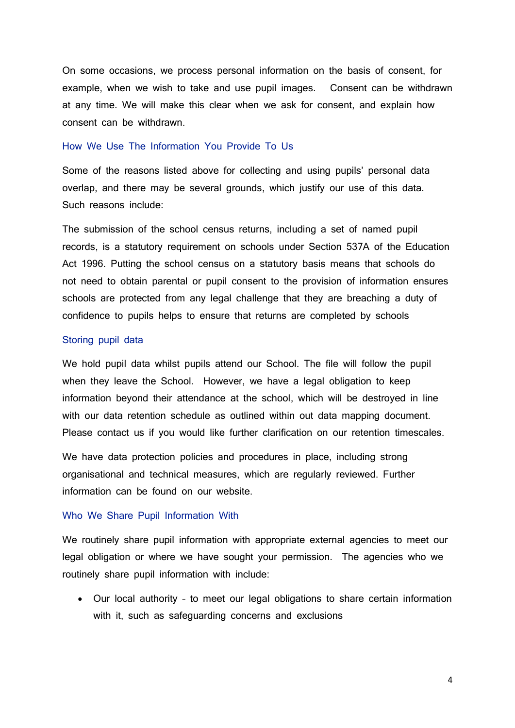On some occasions, we process personal information on the basis of consent, for example, when we wish to take and use pupil images. Consent can be withdrawn at any time. We will make this clear when we ask for consent, and explain how consent can be withdrawn.

## How We Use The Information You Provide To Us

Some of the reasons listed above for collecting and using pupils' personal data overlap, and there may be several grounds, which justify our use of this data. Such reasons include:

The submission of the school census returns, including a set of named pupil records, is a statutory requirement on schools under Section 537A of the Education Act 1996. Putting the school census on a statutory basis means that schools do not need to obtain parental or pupil consent to the provision of information ensures schools are protected from any legal challenge that they are breaching a duty of confidence to pupils helps to ensure that returns are completed by schools

## Storing pupil data

We hold pupil data whilst pupils attend our School. The file will follow the pupil when they leave the School. However, we have a legal obligation to keep information beyond their attendance at the school, which will be destroyed in line with our data retention schedule as outlined within out data mapping document. Please contact us if you would like further clarification on our retention timescales.

We have data protection policies and procedures in place, including strong organisational and technical measures, which are regularly reviewed. Further information can be found on our website.

## Who We Share Pupil Information With

We routinely share pupil information with appropriate external agencies to meet our legal obligation or where we have sought your permission. The agencies who we routinely share pupil information with include:

- Our local authority - to meet our legal obligations to share certain information with it, such as safeguarding concerns and exclusions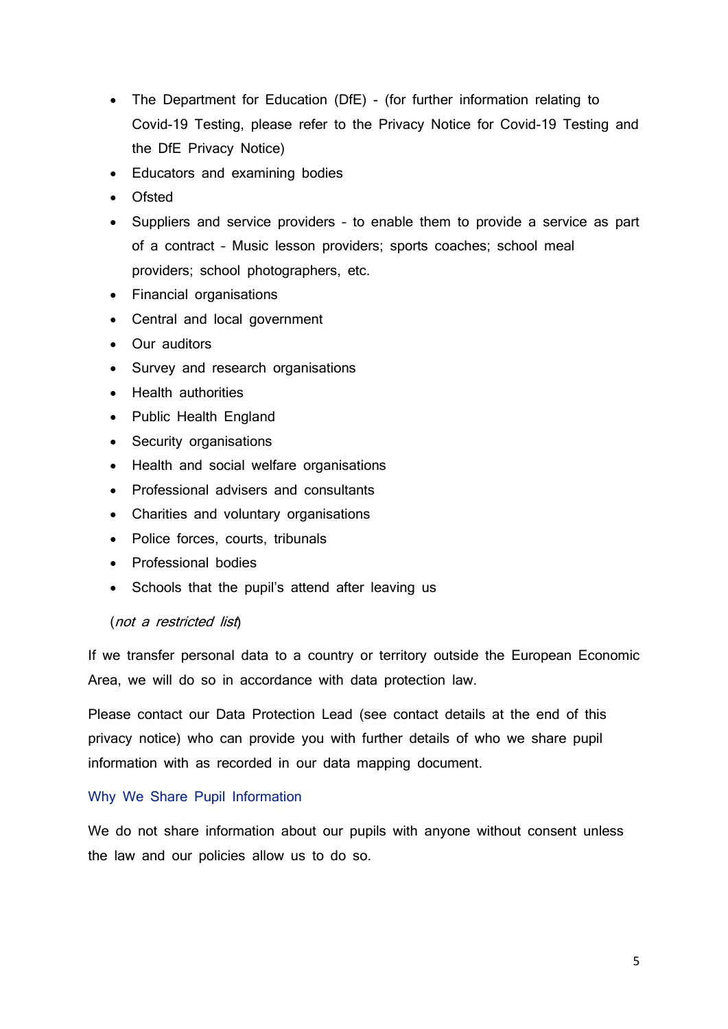- The Department for Education (DfE) - (for further information relating to Covid-19 Testing, please refer to the Privacy Notice for Covid-19 Testing and the DfE Privacy Notice)
- Educators and examining bodies
- Ofsted
- Suppliers and service providers – to enable them to provide a service as part of a contract – Music lesson providers; sports coaches; school meal providers; school photographers, etc.
- Financial organisations
- Central and local government
- Our auditors
- Survey and research organisations
- Health authorities
- Public Health England
- Security organisations
- Health and social welfare organisations
- Professional advisers and consultants
- Charities and voluntary organisations
- Police forces, courts, tribunals
- Professional bodies
- Schools that the pupil's attend after leaving us

(*not a restricted list*)

If we transfer personal data to a country or territory outside the European Economic Area, we will do so in accordance with data protection law.

Please contact our Data Protection Lead (see contact details at the end of this privacy notice) who can provide you with further details of who we share pupil information with as recorded in our data mapping document.

## Why We Share Pupil Information

We do not share information about our pupils with anyone without consent unless the law and our policies allow us to do so.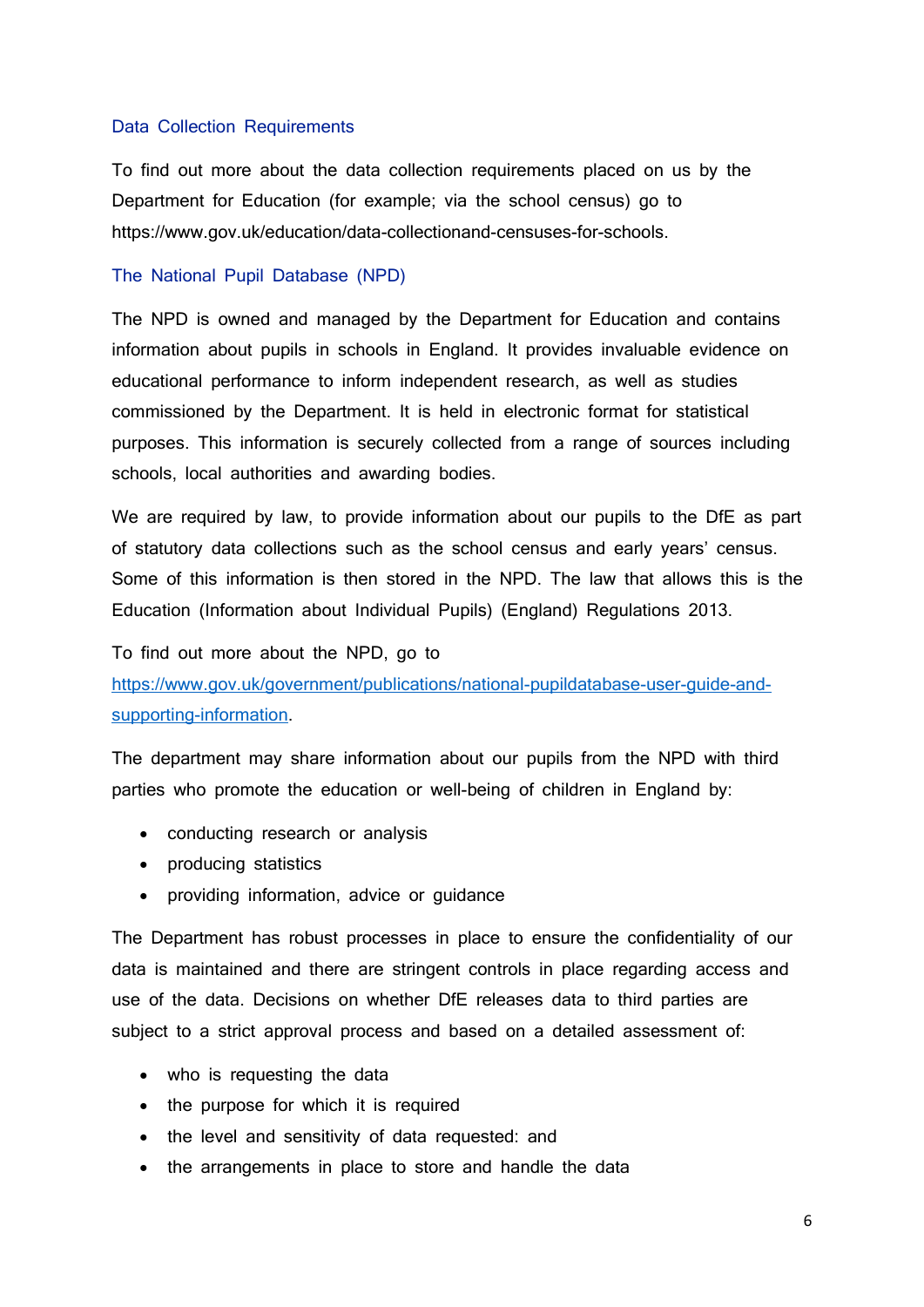## Data Collection Requirements

To find out more about the data collection requirements placed on us by the Department for Education (for example; via the school census) go to https://www.gov.uk/education/data-collectionand-censuses-for-schools.

## The National Pupil Database (NPD)

The NPD is owned and managed by the Department for Education and contains information about pupils in schools in England. It provides invaluable evidence on educational performance to inform independent research, as well as studies commissioned by the Department. It is held in electronic format for statistical purposes. This information is securely collected from a range of sources including schools, local authorities and awarding bodies.

We are required by law, to provide information about our pupils to the DfE as part of statutory data collections such as the school census and early years' census. Some of this information is then stored in the NPD. The law that allows this is the Education (Information about Individual Pupils) (England) Regulations 2013.

To find out more about the NPD, go to [https://www.gov.uk/government/publications/national-pupildatabase-user-guide-and-supporting-information](https://www.gov.uk/government/publications/national-pupildatabase-user-guide-and-supporting-information).

The department may share information about our pupils from the NPD with third parties who promote the education or well-being of children in England by:

- conducting research or analysis
- producing statistics
- providing information, advice or guidance

The Department has robust processes in place to ensure the confidentiality of our data is maintained and there are stringent controls in place regarding access and use of the data. Decisions on whether DfE releases data to third parties are subject to a strict approval process and based on a detailed assessment of:

- who is requesting the data
- the purpose for which it is required
- the level and sensitivity of data requested: and
- the arrangements in place to store and handle the data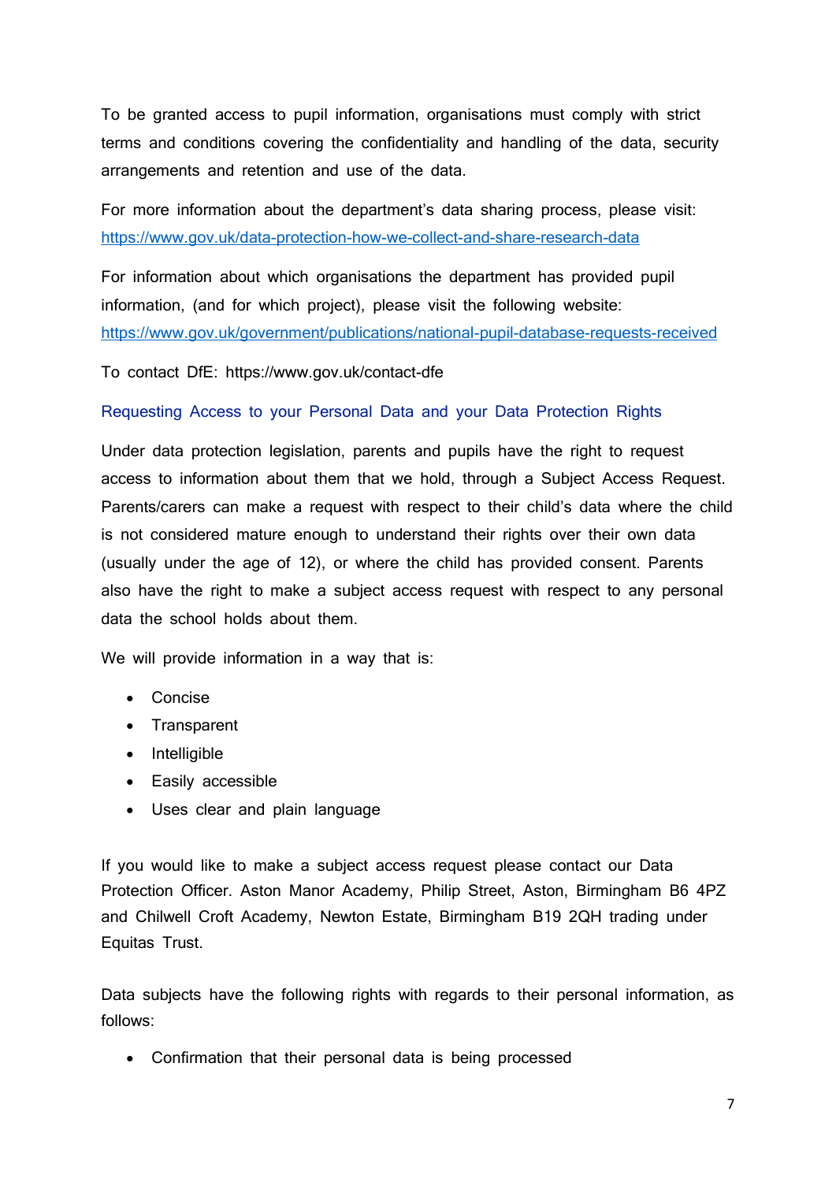To be granted access to pupil information, organisations must comply with strict terms and conditions covering the confidentiality and handling of the data, security arrangements and retention and use of the data.

For more information about the department's data sharing process, please visit: [https://www.gov.uk/data-protection-how-we-collect-and-share-research-data](https://www.gov.uk/data-protection-how-we-collect-and-share-research-data)

For information about which organisations the department has provided pupil information, (and for which project), please visit the following website: [https://www.gov.uk/government/publications/national-pupil-database-requests-received](https://www.gov.uk/government/publications/national-pupil-database-requests-received)

To contact DfE: https://www.gov.uk/contact-dfe

## Requesting Access to your Personal Data and your Data Protection Rights

Under data protection legislation, parents and pupils have the right to request access to information about them that we hold, through a Subject Access Request. Parents/carers can make a request with respect to their child's data where the child is not considered mature enough to understand their rights over their own data (usually under the age of 12), or where the child has provided consent. Parents also have the right to make a subject access request with respect to any personal data the school holds about them.

We will provide information in a way that is:

- Concise
- Transparent
- Intelligible
- Easily accessible
- Uses clear and plain language

If you would like to make a subject access request please contact our Data Protection Officer. Aston Manor Academy, Philip Street, Aston, Birmingham B6 4PZ and Chilwell Croft Academy, Newton Estate, Birmingham B19 2QH trading under Equitas Trust.

Data subjects have the following rights with regards to their personal information, as follows:

- Confirmation that their personal data is being processed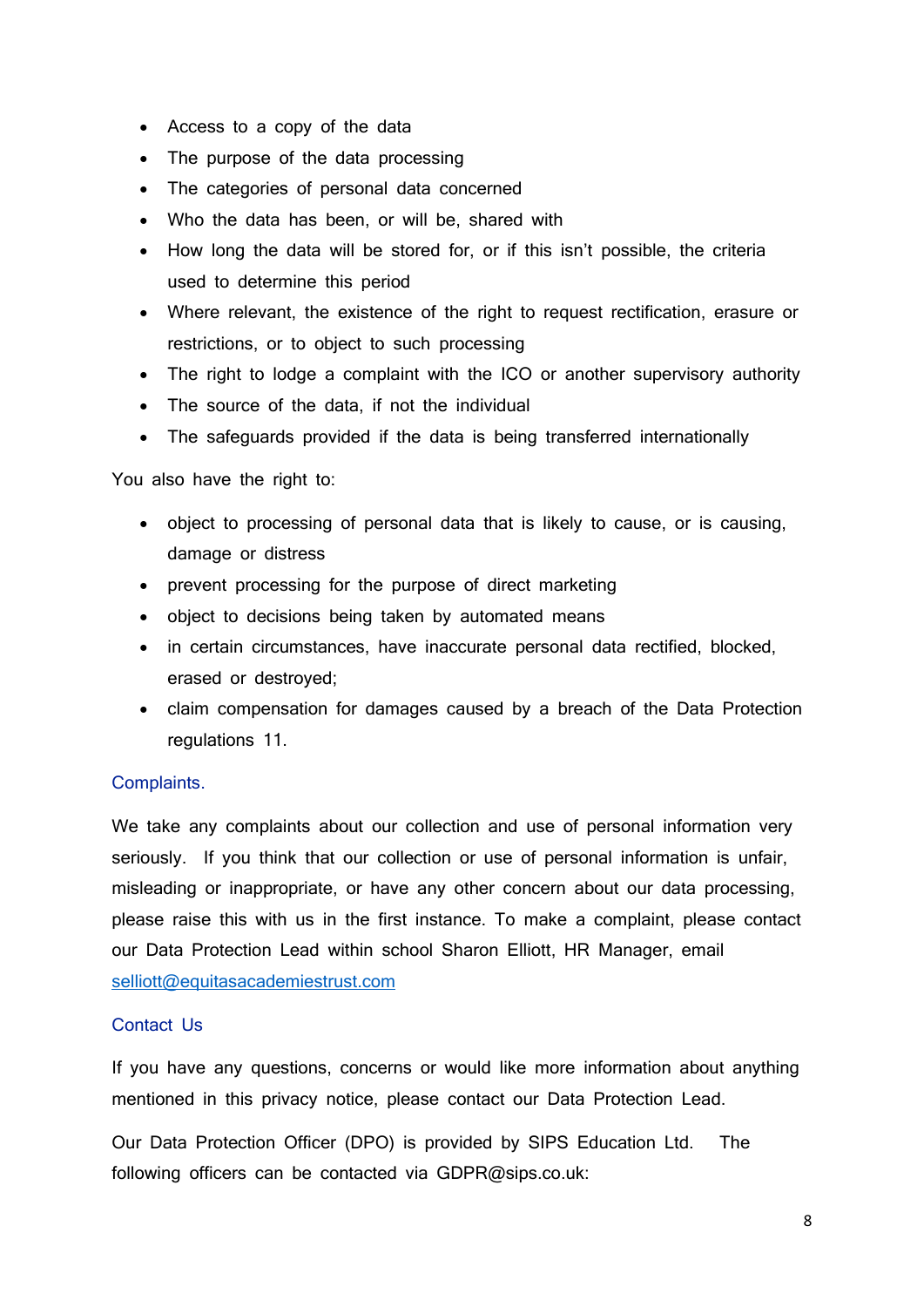- Access to a copy of the data
- The purpose of the data processing
- The categories of personal data concerned
- Who the data has been, or will be, shared with
- How long the data will be stored for, or if this isn't possible, the criteria used to determine this period
- Where relevant, the existence of the right to request rectification, erasure or restrictions, or to object to such processing
- The right to lodge a complaint with the ICO or another supervisory authority
- The source of the data, if not the individual
- The safeguards provided if the data is being transferred internationally

You also have the right to:

- object to processing of personal data that is likely to cause, or is causing, damage or distress
- prevent processing for the purpose of direct marketing
- object to decisions being taken by automated means
- in certain circumstances, have inaccurate personal data rectified, blocked, erased or destroyed;
- claim compensation for damages caused by a breach of the Data Protection regulations 11.

## Complaints.

We take any complaints about our collection and use of personal information very seriously. If you think that our collection or use of personal information is unfair, misleading or inappropriate, or have any other concern about our data processing, please raise this with us in the first instance. To make a complaint, please contact our Data Protection Lead within school Sharon Elliott, HR Manager, email [selliott@equitasacademiestrust.com](mailto:selliott@equitasacademiestrust.com)

## Contact Us

If you have any questions, concerns or would like more information about anything mentioned in this privacy notice, please contact our Data Protection Lead.

Our Data Protection Officer (DPO) is provided by SIPS Education Ltd. The following officers can be contacted via GDPR@sips.co.uk: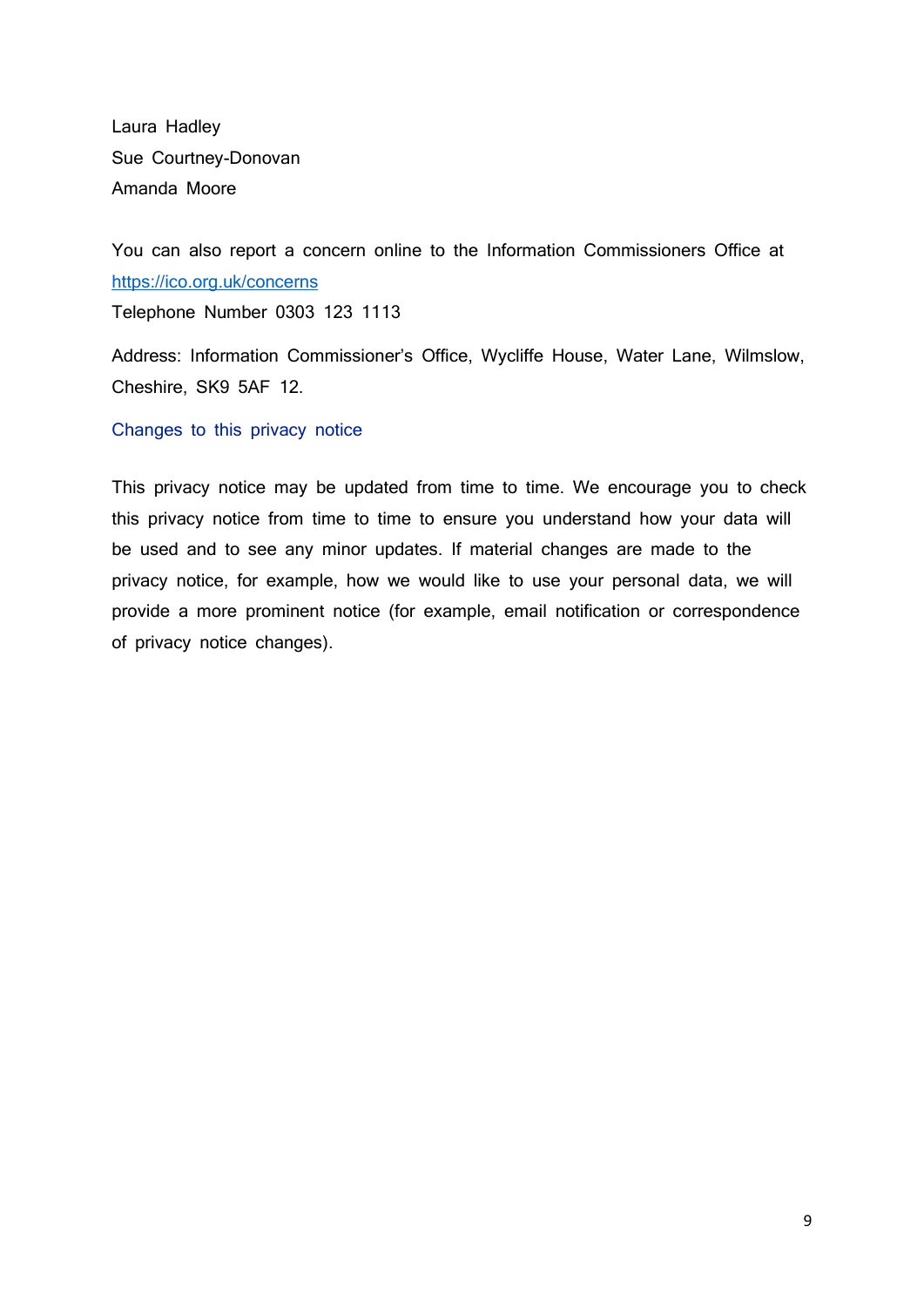Laura Hadley
Sue Courtney-Donovan
Amanda Moore

You can also report a concern online to the Information Commissioners Office at https://ico.org.uk/concerns
Telephone Number 0303 123 1113

Address: Information Commissioner's Office, Wycliffe House, Water Lane, Wilmslow, Cheshire, SK9 5AF 12.

## Changes to this privacy notice

This privacy notice may be updated from time to time. We encourage you to check this privacy notice from time to time to ensure you understand how your data will be used and to see any minor updates. If material changes are made to the privacy notice, for example, how we would like to use your personal data, we will provide a more prominent notice (for example, email notification or correspondence of privacy notice changes).